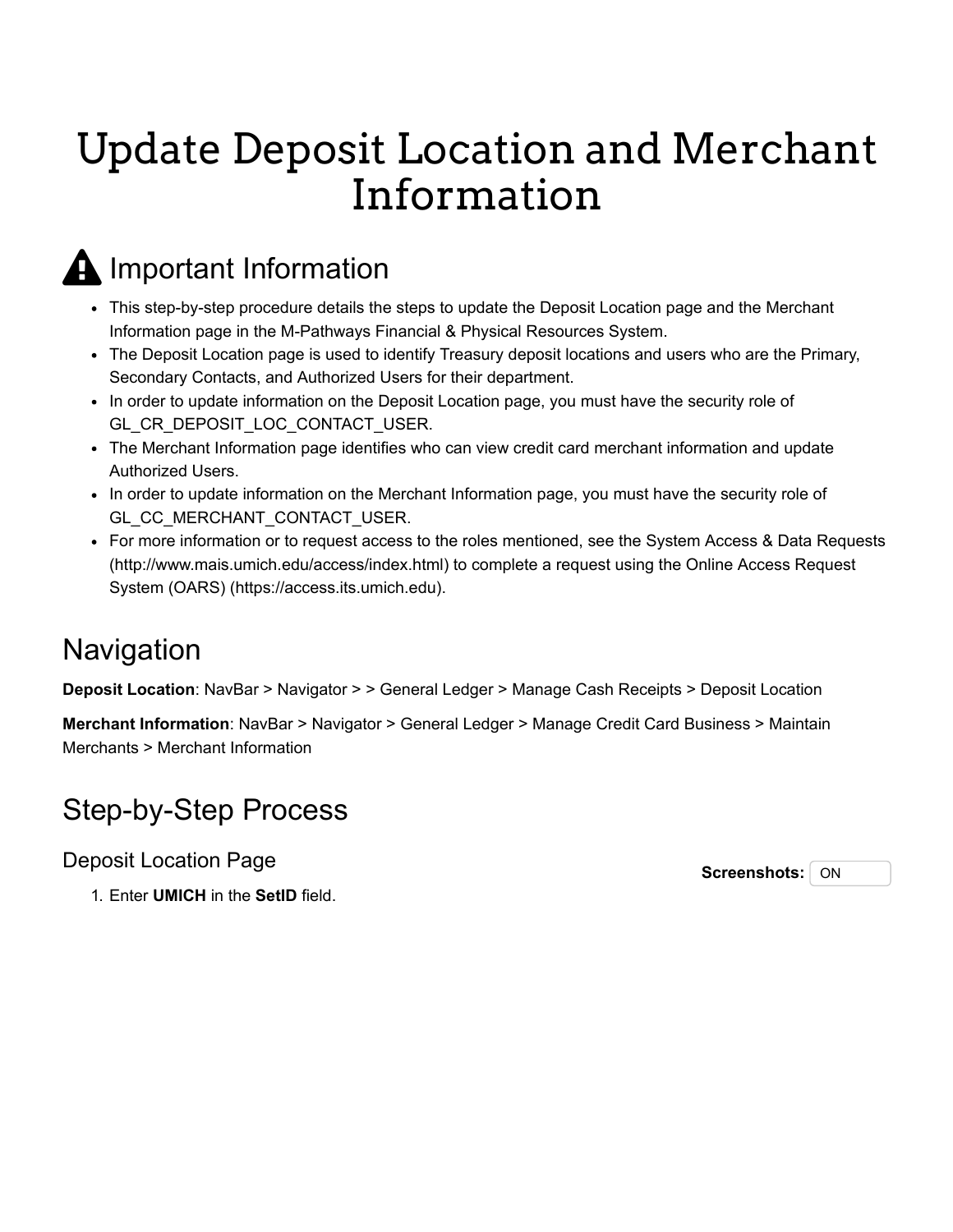# Update Deposit Location and Merchant Information

## Important Information

- This step-by-step procedure details the steps to update the Deposit Location page and the Merchant Information page in the M-Pathways Financial & Physical Resources System.
- The Deposit Location page is used to identify Treasury deposit locations and users who are the Primary, Secondary Contacts, and Authorized Users for their department.
- In order to update information on the Deposit Location page, you must have the security role of GL_CR_DEPOSIT_LOC_CONTACT_USER.
- The Merchant Information page identifies who can view credit card merchant information and update Authorized Users.
- In order to update information on the Merchant Information page, you must have the security role of GL_CC_MERCHANT_CONTACT_USER.
- For more information or to request access to the roles mentioned, see the System Access & Data Requests (http://www.mais.umich.edu/access/index.html) to complete a request using the Online Access Request System (OARS) (https://access.its.umich.edu).

## Navigation

**Deposit Location**: NavBar > Navigator > > General Ledger > Manage Cash Receipts > Deposit Location

**Merchant Information**: NavBar > Navigator > General Ledger > Manage Credit Card Business > Maintain Merchants > Merchant Information

## Step-by-Step Process

### Deposit Location Page

**Screenshots:** ON

1. Enter **UMICH** in the **SetID** field.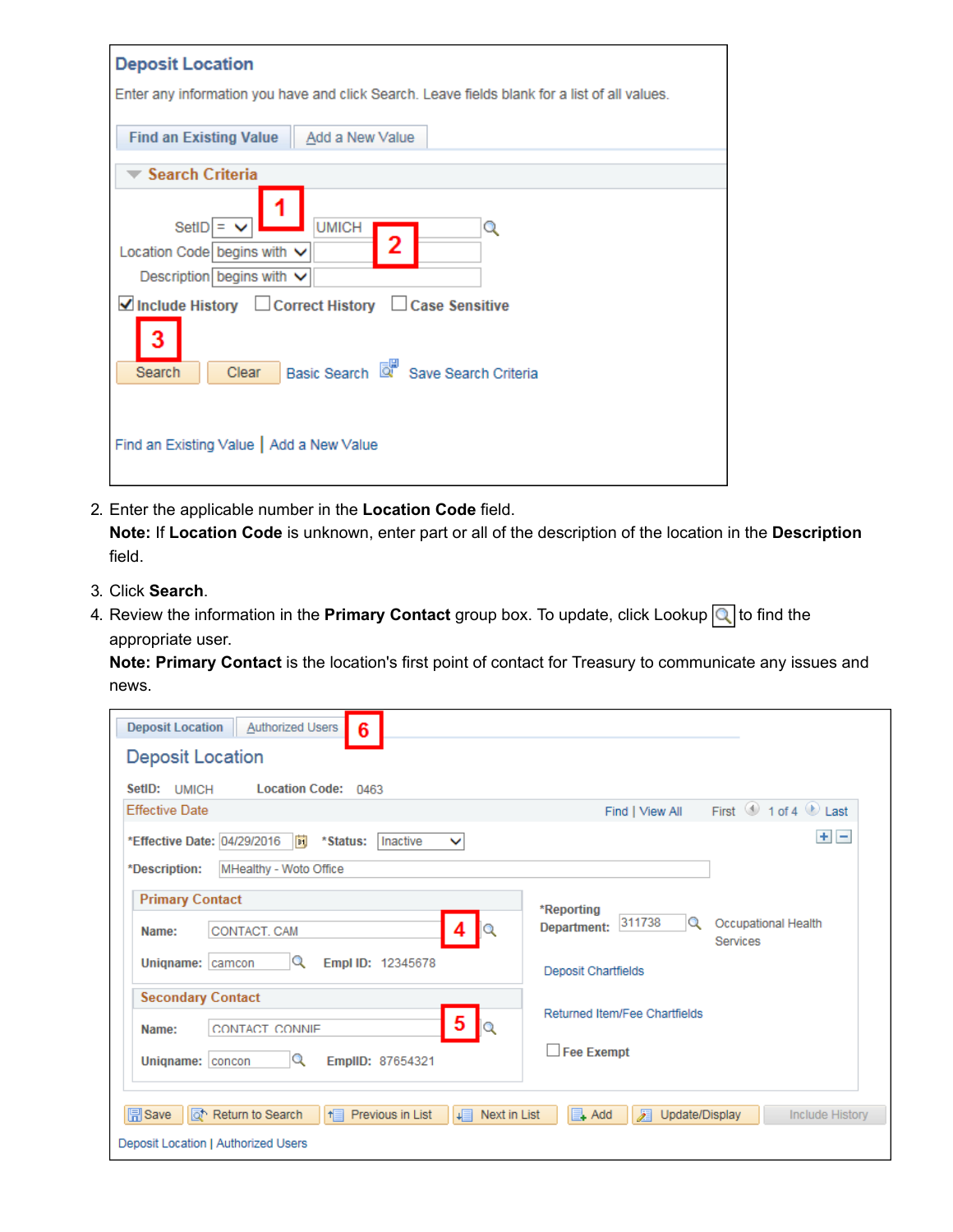2. Enter the applicable number in the **Location Code** field.
   **Note:** If **Location Code** is unknown, enter part or all of the description of the location in the **Description** field.
3. Click **Search**.
4. Review the information in the **Primary Contact** group box. To update, click Lookup to find the appropriate user.
   **Note: Primary Contact** is the location's first point of contact for Treasury to communicate any issues and news.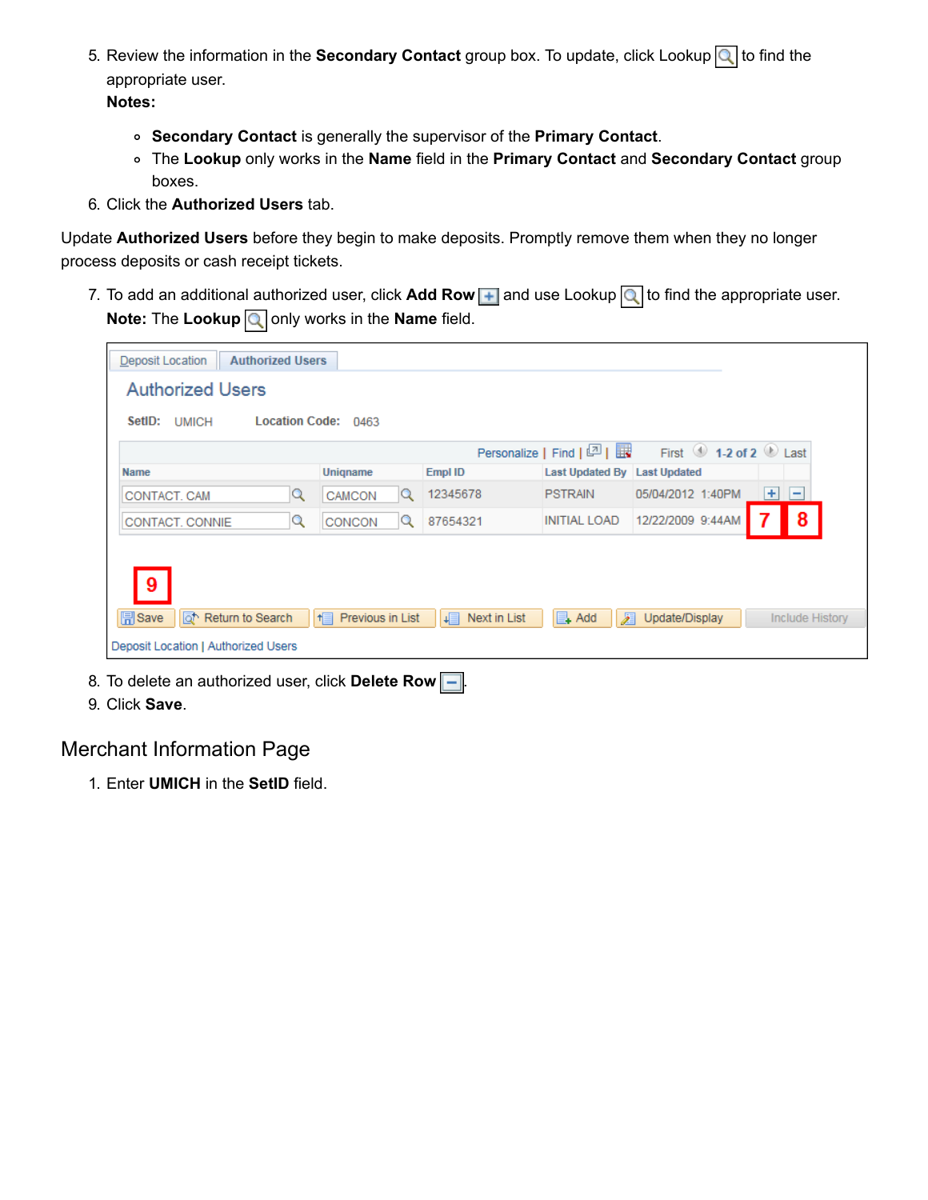5. Review the information in the **Secondary Contact** group box. To update, click Lookup to find the appropriate user.
   **Notes:**
   - **Secondary Contact** is generally the supervisor of the **Primary Contact**.
   - The **Lookup** only works in the **Name** field in the **Primary Contact** and **Secondary Contact** group boxes.
6. Click the **Authorized Users** tab.

Update **Authorized Users** before they begin to make deposits. Promptly remove them when they no longer process deposits or cash receipt tickets.

7. To add an additional authorized user, click **Add Row** and use Lookup to find the appropriate user.
   **Note:** The **Lookup** only works in the **Name** field.

Deposit Location | Authorized Users

## Authorized Users

SetID: UMICH    Location Code: 0463

Personalize | Find | | First 1-2 of 2 Last

| Name | Uniqname | Empl ID | Last Updated By | Last Updated |
|---|---|---|---|---|
| CONTACT, CAM | CAMCON | 12345678 | PSTRAIN | 05/04/2012 1:40PM |
| CONTACT, CONNIE | CONCON | 87654321 | INITIAL LOAD | 12/22/2009 9:44AM |

7 8 9

Save | Return to Search | Previous in List | Next in List | Add | Update/Display | Include History

Deposit Location | Authorized Users

8. To delete an authorized user, click **Delete Row**.
9. Click **Save**.

## Merchant Information Page

1. Enter **UMICH** in the **SetID** field.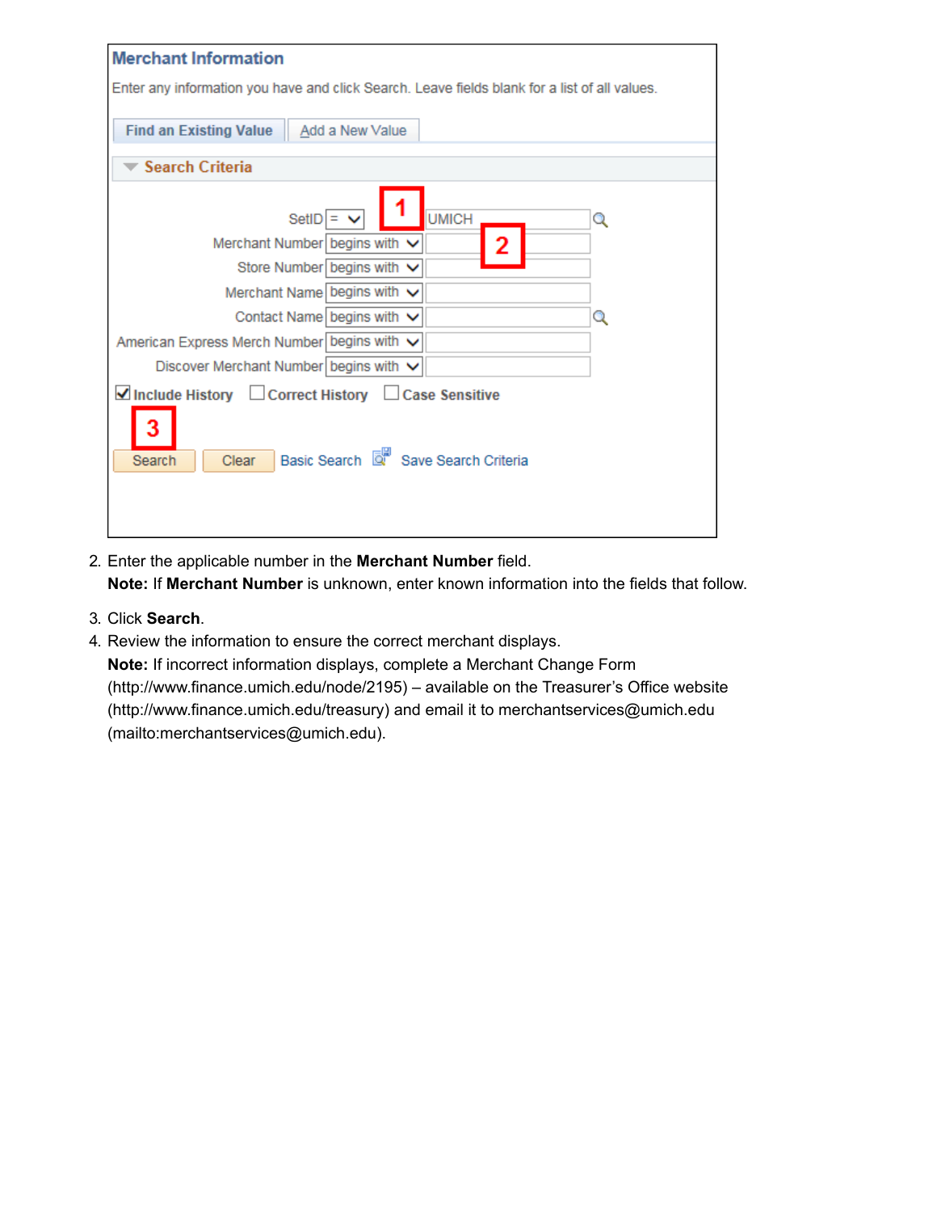**Merchant Information**

Enter any information you have and click Search. Leave fields blank for a list of all values.

Find an Existing Value | Add a New Value

**Search Criteria**

| Field | Operator | Value |
| --- | --- | --- |
| SetID | = | UMICH |
| Merchant Number | begins with | |
| Store Number | begins with | |
| Merchant Name | begins with | |
| Contact Name | begins with | |
| American Express Merch Number | begins with | |
| Discover Merchant Number | begins with | |

☑ Include History ☐ Correct History ☐ Case Sensitive

Search | Clear | Basic Search | Save Search Criteria

2. Enter the applicable number in the **Merchant Number** field.
   **Note:** If **Merchant Number** is unknown, enter known information into the fields that follow.
3. Click **Search**.
4. Review the information to ensure the correct merchant displays.
   **Note:** If incorrect information displays, complete a Merchant Change Form (http://www.finance.umich.edu/node/2195) – available on the Treasurer's Office website (http://www.finance.umich.edu/treasury) and email it to merchantservices@umich.edu (mailto:merchantservices@umich.edu).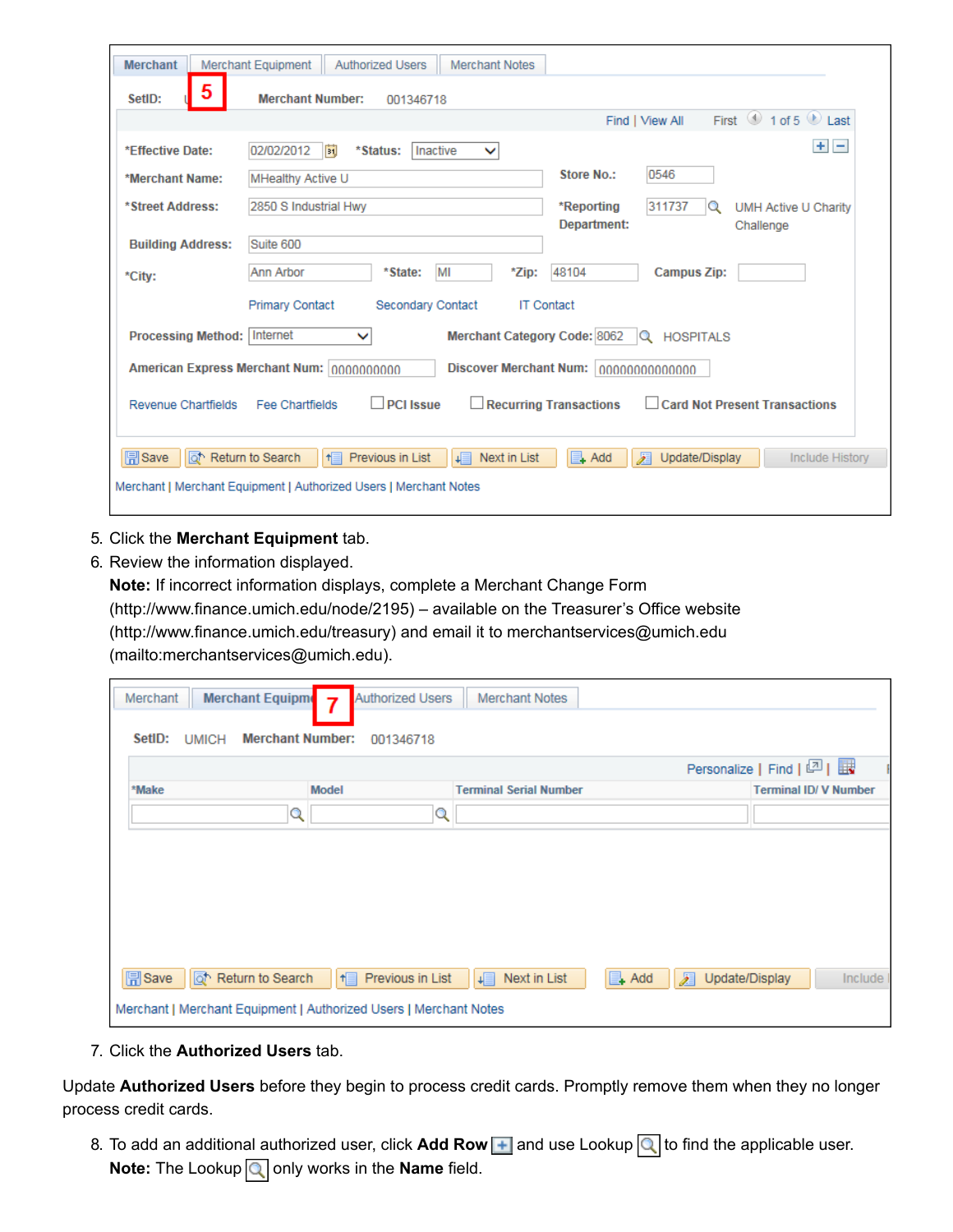Merchant | Merchant Equipment | Authorized Users | Merchant Notes

SetID: UMICH   Merchant Number: 001346718

Find | View All   First 1 of 5 Last

*Effective Date: 02/02/2012   *Status: Inactive

*Merchant Name: MHealthy Active U   Store No.: 0546

*Street Address: 2850 S Industrial Hwy   *Reporting Department: 311737 UMH Active U Charity Challenge

Building Address: Suite 600

*City: Ann Arbor   *State: MI   *Zip: 48104   Campus Zip:

Primary Contact   Secondary Contact   IT Contact

Processing Method: Internet   Merchant Category Code: 8062 HOSPITALS

American Express Merchant Num: 0000000000   Discover Merchant Num: 00000000000000

Revenue Chartfields   Fee Chartfields   PCI Issue   Recurring Transactions   Card Not Present Transactions

Save | Return to Search | Previous in List | Next in List | Add | Update/Display | Include History

Merchant | Merchant Equipment | Authorized Users | Merchant Notes

5. Click the **Merchant Equipment** tab.
6. Review the information displayed.
   **Note:** If incorrect information displays, complete a Merchant Change Form (http://www.finance.umich.edu/node/2195) – available on the Treasurer's Office website (http://www.finance.umich.edu/treasury) and email it to merchantservices@umich.edu (mailto:merchantservices@umich.edu).

Merchant | Merchant Equipment | Authorized Users | Merchant Notes

SetID: UMICH   Merchant Number: 001346718

Personalize | Find

| *Make | Model | Terminal Serial Number | Terminal ID/ V Number |
| --- | --- | --- | --- |
| | | | |

Save | Return to Search | Previous in List | Next in List | Add | Update/Display | Include

Merchant | Merchant Equipment | Authorized Users | Merchant Notes

7. Click the **Authorized Users** tab.

Update **Authorized Users** before they begin to process credit cards. Promptly remove them when they no longer process credit cards.

8. To add an additional authorized user, click **Add Row** and use Lookup to find the applicable user.
   **Note:** The Lookup only works in the **Name** field.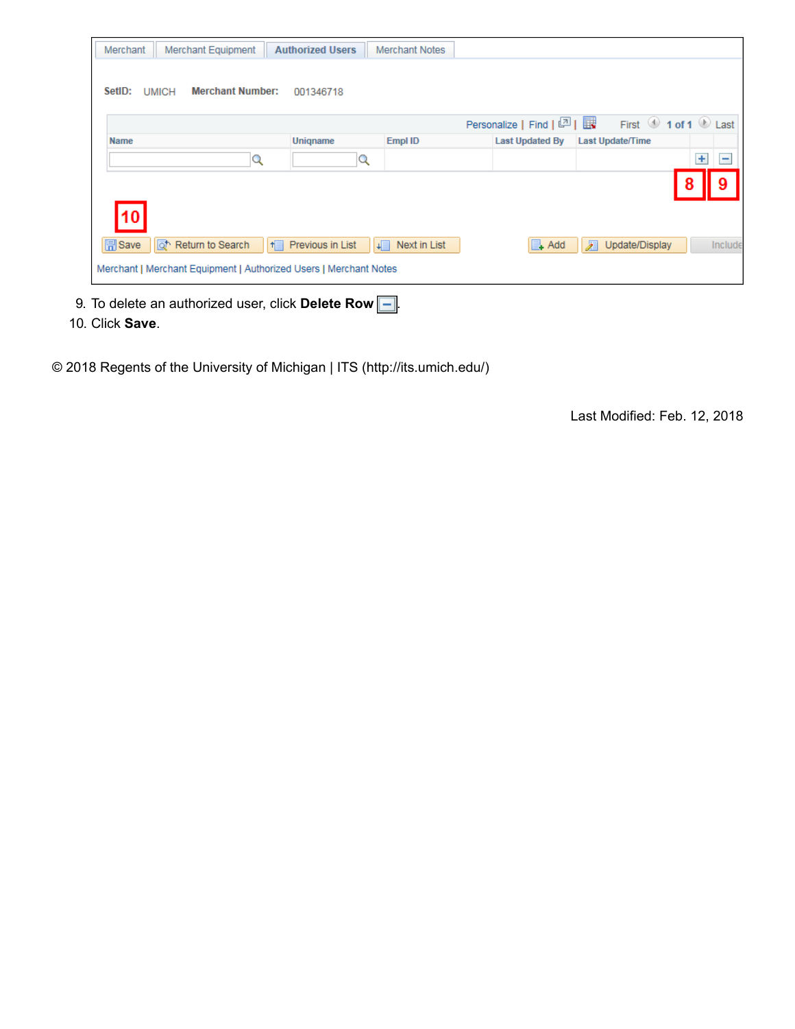9. To delete an authorized user, click **Delete Row** .
10. Click **Save**.

© 2018 Regents of the University of Michigan | ITS (http://its.umich.edu/)

Last Modified: Feb. 12, 2018